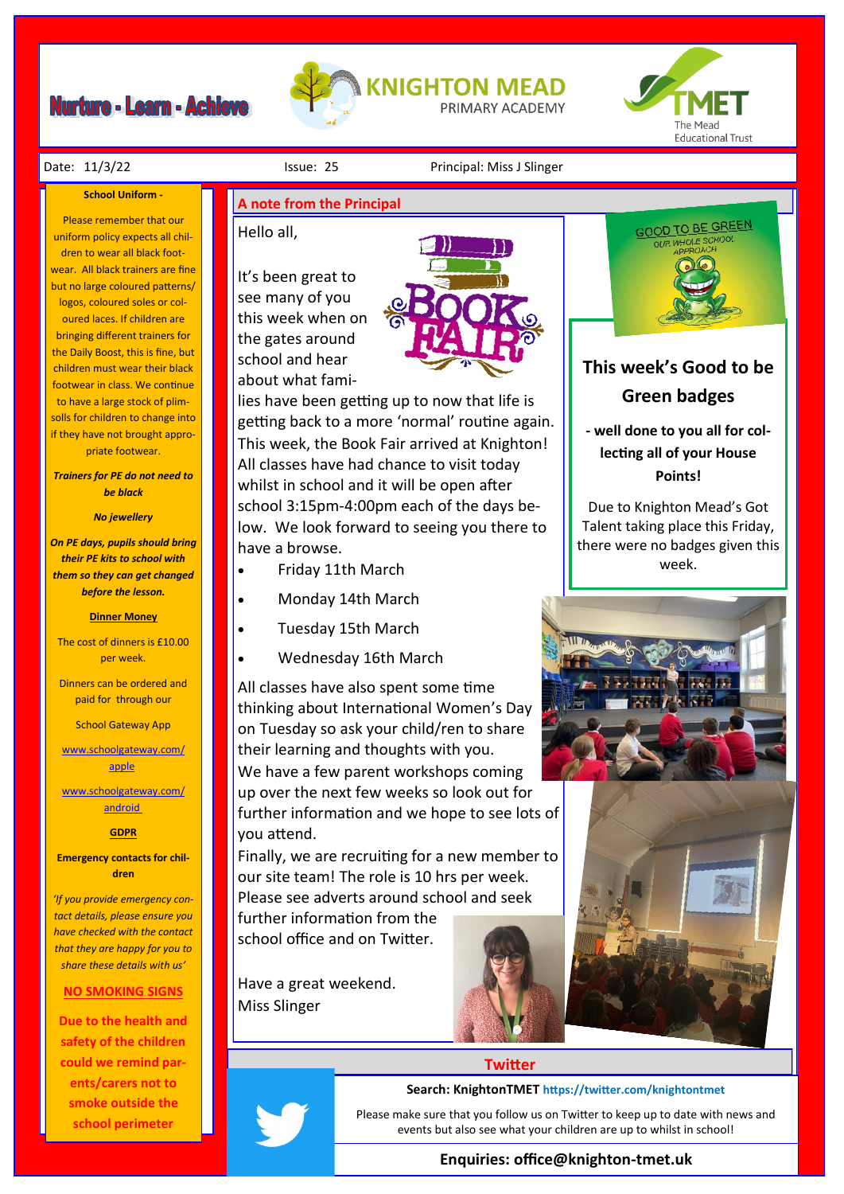# Nurture - Learn - Achieve

**KNIGHTON MEAD** PRIMARY ACADEMY

TMET The Mead Educational Trust

Date: 11/3/22 Issue: 25 Principal: Miss J Slinger

## A note from the Principal

Hello all,

It's been great to see many of you this week when on the gates around school and hear about what families have been getting up to now that life is getting back to a more 'normal' routine again. This week, the Book Fair arrived at Knighton! All classes have had chance to visit today whilst in school and it will be open after school 3:15pm-4:00pm each of the days below. We look forward to seeing you there to have a browse.

- Friday 11th March
- Monday 14th March
- Tuesday 15th March
- Wednesday 16th March

All classes have also spent some time thinking about International Women's Day on Tuesday so ask your child/ren to share their learning and thoughts with you.

We have a few parent workshops coming up over the next few weeks so look out for further information and we hope to see lots of you attend.

Finally, we are recruiting for a new member to our site team! The role is 10 hrs per week. Please see adverts around school and seek further information from the school office and on Twitter.

Have a great weekend.

Miss Slinger

## GOOD TO BE GREEN

OUR WHOLE SCHOOL APPROACH

### This week's Good to be Green badges

**- well done to you all for collecting all of your House Points!**

Due to Knighton Mead's Got Talent taking place this Friday, there were no badges given this week.

## School Uniform -

Please remember that our uniform policy expects all children to wear all black footwear. All black trainers are fine but no large coloured patterns/ logos, coloured soles or coloured laces. If children are bringing different trainers for the Daily Boost, this is fine, but children must wear their black footwear in class. We continue to have a large stock of plimsolls for children to change into if they have not brought appropriate footwear.

***Trainers for PE do not need to be black***

***No jewellery***

***On PE days, pupils should bring their PE kits to school with them so they can get changed before the lesson.***

**Dinner Money**

The cost of dinners is £10.00 per week.

Dinners can be ordered and paid for through our

School Gateway App

www.schoolgateway.com/apple

www.schoolgateway.com/android

**GDPR**

**Emergency contacts for children**

*'If you provide emergency contact details, please ensure you have checked with the contact that they are happy for you to share these details with us'*

**NO SMOKING SIGNS**

**Due to the health and safety of the children could we remind parents/carers not to smoke outside the school perimeter**

## Twitter

**Search: KnightonTMET https://twitter.com/knightontmet**

Please make sure that you follow us on Twitter to keep up to date with news and events but also see what your children are up to whilst in school!

**Enquiries: office@knighton-tmet.uk**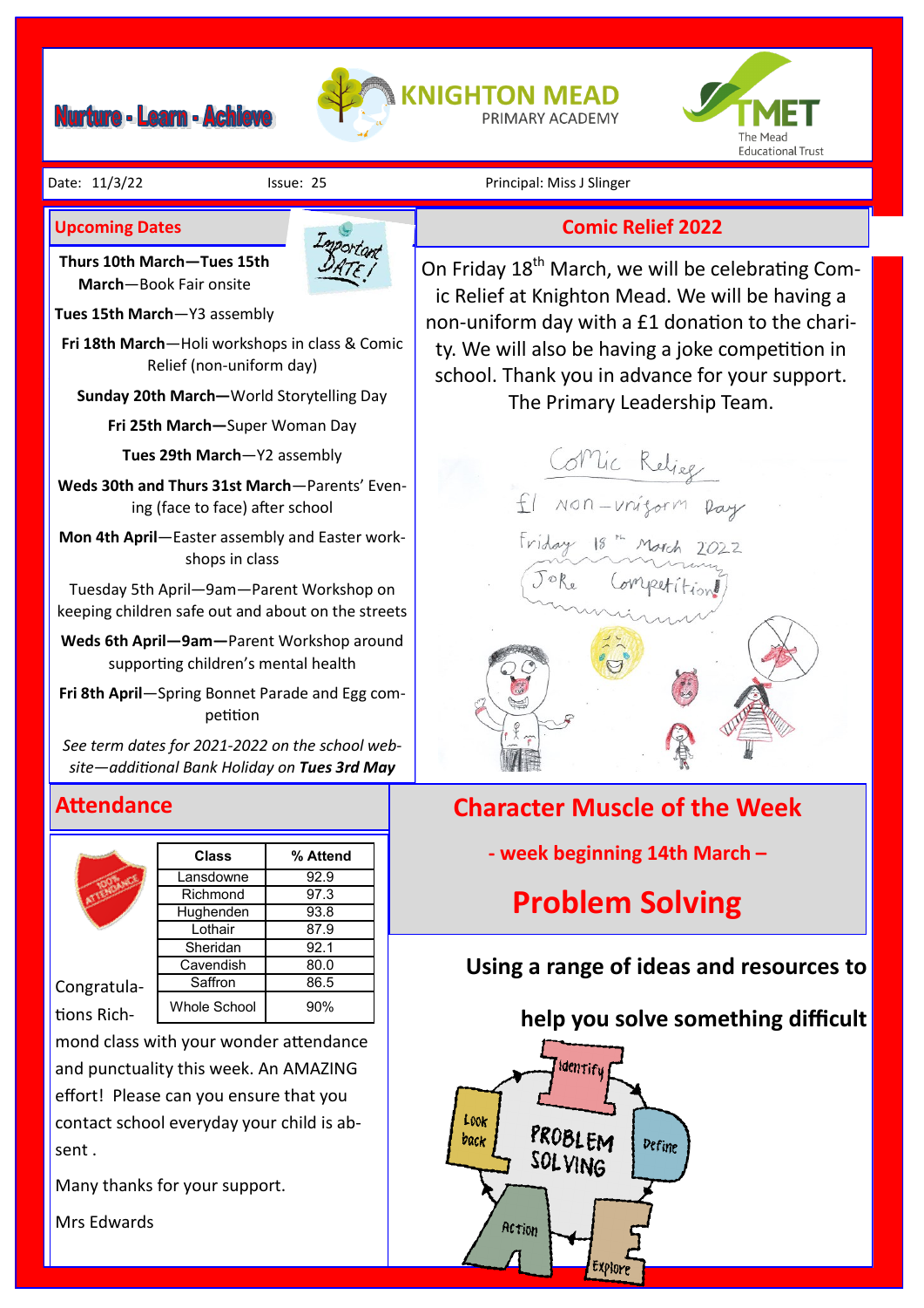**Nurture - Learn - Achieve**

**KNIGHTON MEAD**
PRIMARY ACADEMY

TMET
The Mead Educational Trust

Date: 11/3/22 Issue: 25 Principal: Miss J Slinger

## Upcoming Dates

**Thurs 10th March—Tues 15th March**—Book Fair onsite

**Tues 15th March**—Y3 assembly

**Fri 18th March**—Holi workshops in class & Comic Relief (non-uniform day)

**Sunday 20th March—**World Storytelling Day

**Fri 25th March—**Super Woman Day

**Tues 29th March**—Y2 assembly

**Weds 30th and Thurs 31st March**—Parents' Evening (face to face) after school

**Mon 4th April**—Easter assembly and Easter workshops in class

Tuesday 5th April—9am—Parent Workshop on keeping children safe out and about on the streets

**Weds 6th April—9am—**Parent Workshop around supporting children's mental health

**Fri 8th April**—Spring Bonnet Parade and Egg competition

*See term dates for 2021-2022 on the school website—additional Bank Holiday on **Tues 3rd May***

## Comic Relief 2022

On Friday 18th March, we will be celebrating Comic Relief at Knighton Mead. We will be having a non-uniform day with a £1 donation to the charity. We will also be having a joke competition in school. Thank you in advance for your support.
The Primary Leadership Team.

## Attendance

| Class | % Attend |
|---|---|
| Lansdowne | 92.9 |
| Richmond | 97.3 |
| Hughenden | 93.8 |
| Lothair | 87.9 |
| Sheridan | 92.1 |
| Cavendish | 80.0 |
| Saffron | 86.5 |
| Whole School | 90% |

Congratulations Richmond class with your wonder attendance and punctuality this week. An AMAZING effort! Please can you ensure that you contact school everyday your child is absent .

Many thanks for your support.

Mrs Edwards

## Character Muscle of the Week

**- week beginning 14th March –**

## Problem Solving

**Using a range of ideas and resources to help you solve something difficult**